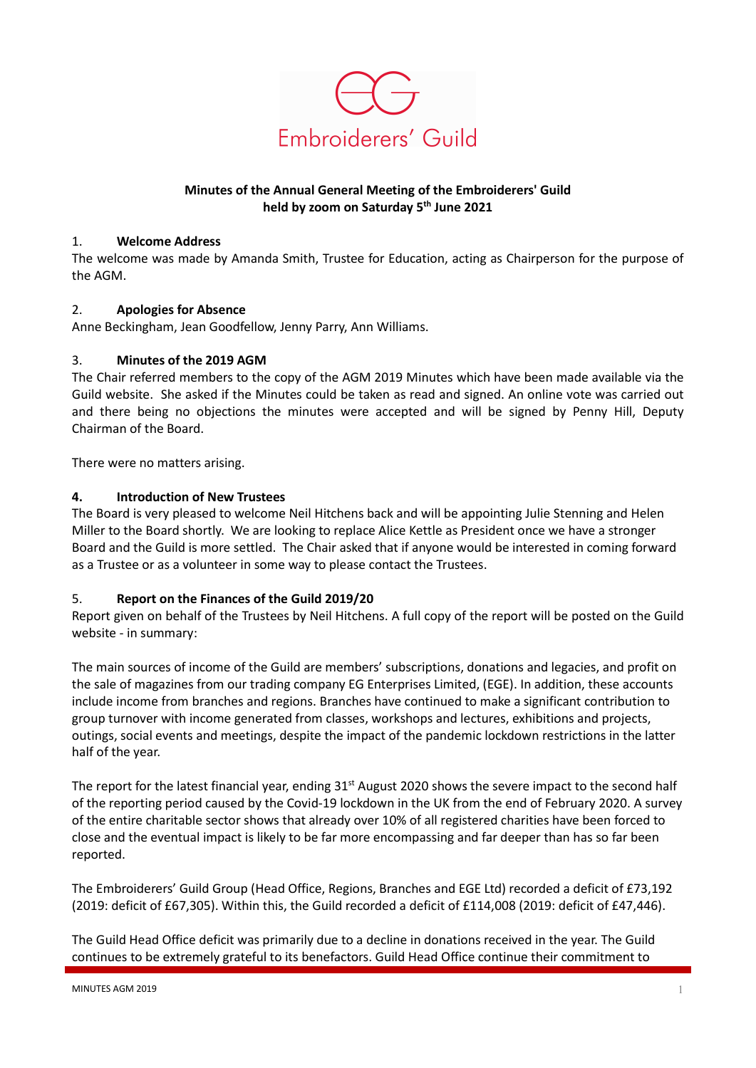Embroiderers' Guild

**Minutes of the Annual General Meeting of the Embroiderers' Guild held by zoom on Saturday 5th June 2021**

1. **Welcome Address**

The welcome was made by Amanda Smith, Trustee for Education, acting as Chairperson for the purpose of the AGM.

2. **Apologies for Absence**

Anne Beckingham, Jean Goodfellow, Jenny Parry, Ann Williams.

3. **Minutes of the 2019 AGM**

The Chair referred members to the copy of the AGM 2019 Minutes which have been made available via the Guild website. She asked if the Minutes could be taken as read and signed. An online vote was carried out and there being no objections the minutes were accepted and will be signed by Penny Hill, Deputy Chairman of the Board.

There were no matters arising.

4. **Introduction of New Trustees**

The Board is very pleased to welcome Neil Hitchens back and will be appointing Julie Stenning and Helen Miller to the Board shortly. We are looking to replace Alice Kettle as President once we have a stronger Board and the Guild is more settled. The Chair asked that if anyone would be interested in coming forward as a Trustee or as a volunteer in some way to please contact the Trustees.

5. **Report on the Finances of the Guild 2019/20**

Report given on behalf of the Trustees by Neil Hitchens. A full copy of the report will be posted on the Guild website - in summary:

The main sources of income of the Guild are members' subscriptions, donations and legacies, and profit on the sale of magazines from our trading company EG Enterprises Limited, (EGE). In addition, these accounts include income from branches and regions. Branches have continued to make a significant contribution to group turnover with income generated from classes, workshops and lectures, exhibitions and projects, outings, social events and meetings, despite the impact of the pandemic lockdown restrictions in the latter half of the year.

The report for the latest financial year, ending 31st August 2020 shows the severe impact to the second half of the reporting period caused by the Covid-19 lockdown in the UK from the end of February 2020. A survey of the entire charitable sector shows that already over 10% of all registered charities have been forced to close and the eventual impact is likely to be far more encompassing and far deeper than has so far been reported.

The Embroiderers' Guild Group (Head Office, Regions, Branches and EGE Ltd) recorded a deficit of £73,192 (2019: deficit of £67,305). Within this, the Guild recorded a deficit of £114,008 (2019: deficit of £47,446).

The Guild Head Office deficit was primarily due to a decline in donations received in the year. The Guild continues to be extremely grateful to its benefactors. Guild Head Office continue their commitment to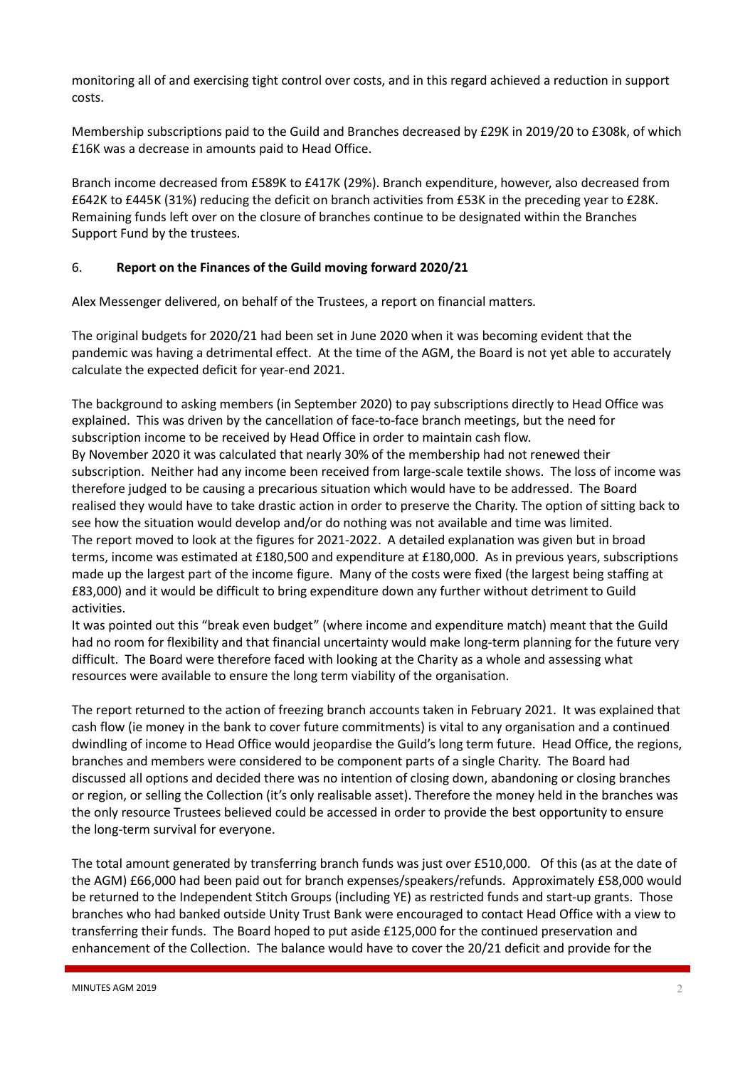monitoring all of and exercising tight control over costs, and in this regard achieved a reduction in support costs.

Membership subscriptions paid to the Guild and Branches decreased by £29K in 2019/20 to £308k, of which £16K was a decrease in amounts paid to Head Office.

Branch income decreased from £589K to £417K (29%). Branch expenditure, however, also decreased from £642K to £445K (31%) reducing the deficit on branch activities from £53K in the preceding year to £28K. Remaining funds left over on the closure of branches continue to be designated within the Branches Support Fund by the trustees.

### 6. **Report on the Finances of the Guild moving forward 2020/21**

Alex Messenger delivered, on behalf of the Trustees, a report on financial matters.

The original budgets for 2020/21 had been set in June 2020 when it was becoming evident that the pandemic was having a detrimental effect. At the time of the AGM, the Board is not yet able to accurately calculate the expected deficit for year-end 2021.

The background to asking members (in September 2020) to pay subscriptions directly to Head Office was explained. This was driven by the cancellation of face-to-face branch meetings, but the need for subscription income to be received by Head Office in order to maintain cash flow.
By November 2020 it was calculated that nearly 30% of the membership had not renewed their subscription. Neither had any income been received from large-scale textile shows. The loss of income was therefore judged to be causing a precarious situation which would have to be addressed. The Board realised they would have to take drastic action in order to preserve the Charity. The option of sitting back to see how the situation would develop and/or do nothing was not available and time was limited.
The report moved to look at the figures for 2021-2022. A detailed explanation was given but in broad terms, income was estimated at £180,500 and expenditure at £180,000. As in previous years, subscriptions made up the largest part of the income figure. Many of the costs were fixed (the largest being staffing at £83,000) and it would be difficult to bring expenditure down any further without detriment to Guild activities.
It was pointed out this "break even budget" (where income and expenditure match) meant that the Guild had no room for flexibility and that financial uncertainty would make long-term planning for the future very difficult. The Board were therefore faced with looking at the Charity as a whole and assessing what resources were available to ensure the long term viability of the organisation.

The report returned to the action of freezing branch accounts taken in February 2021. It was explained that cash flow (ie money in the bank to cover future commitments) is vital to any organisation and a continued dwindling of income to Head Office would jeopardise the Guild's long term future. Head Office, the regions, branches and members were considered to be component parts of a single Charity. The Board had discussed all options and decided there was no intention of closing down, abandoning or closing branches or region, or selling the Collection (it's only realisable asset). Therefore the money held in the branches was the only resource Trustees believed could be accessed in order to provide the best opportunity to ensure the long-term survival for everyone.

The total amount generated by transferring branch funds was just over £510,000. Of this (as at the date of the AGM) £66,000 had been paid out for branch expenses/speakers/refunds. Approximately £58,000 would be returned to the Independent Stitch Groups (including YE) as restricted funds and start-up grants. Those branches who had banked outside Unity Trust Bank were encouraged to contact Head Office with a view to transferring their funds. The Board hoped to put aside £125,000 for the continued preservation and enhancement of the Collection. The balance would have to cover the 20/21 deficit and provide for the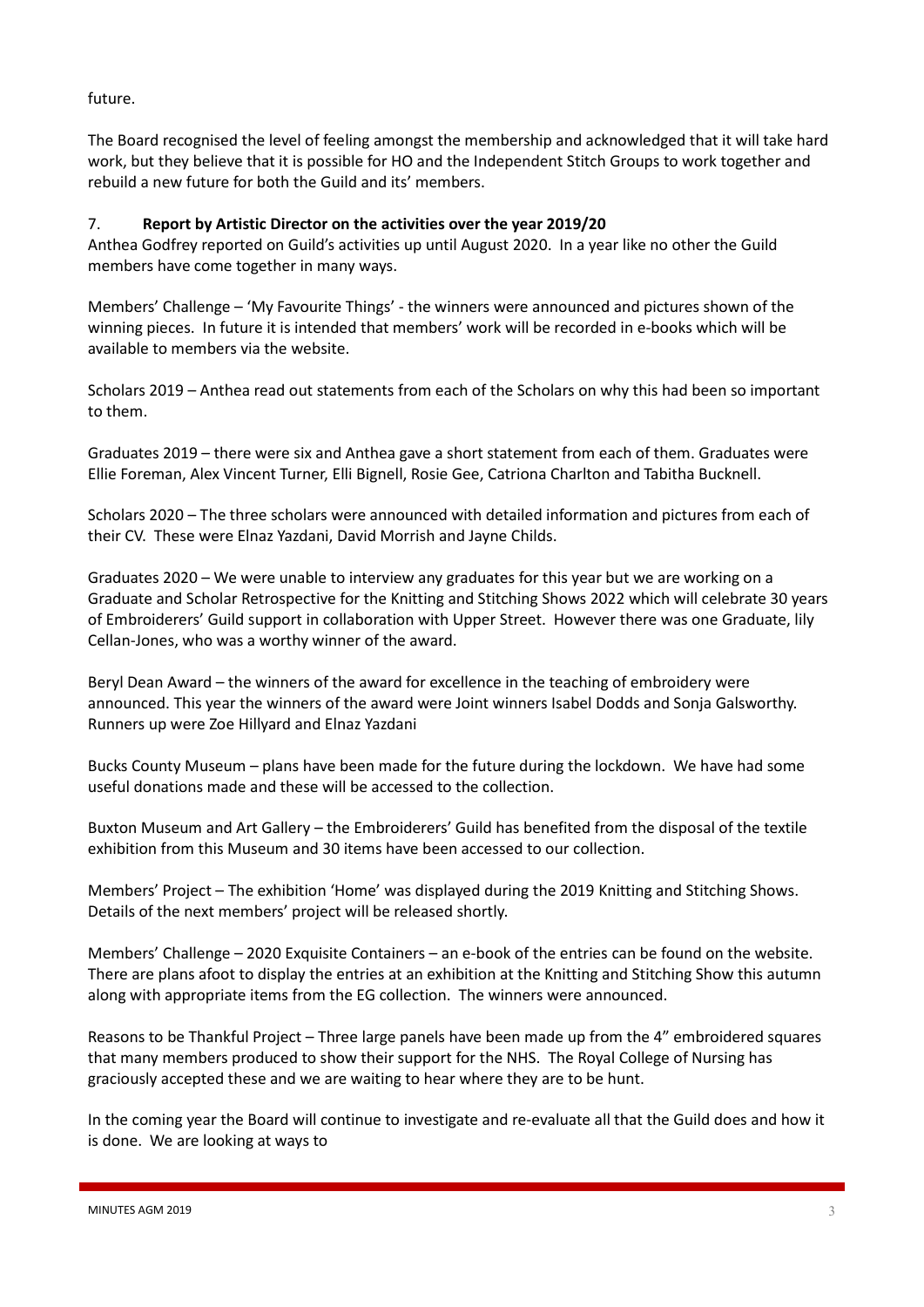future.

The Board recognised the level of feeling amongst the membership and acknowledged that it will take hard work, but they believe that it is possible for HO and the Independent Stitch Groups to work together and rebuild a new future for both the Guild and its' members.

7. **Report by Artistic Director on the activities over the year 2019/20**

Anthea Godfrey reported on Guild's activities up until August 2020. In a year like no other the Guild members have come together in many ways.

Members' Challenge – 'My Favourite Things' - the winners were announced and pictures shown of the winning pieces. In future it is intended that members' work will be recorded in e-books which will be available to members via the website.

Scholars 2019 – Anthea read out statements from each of the Scholars on why this had been so important to them.

Graduates 2019 – there were six and Anthea gave a short statement from each of them. Graduates were Ellie Foreman, Alex Vincent Turner, Elli Bignell, Rosie Gee, Catriona Charlton and Tabitha Bucknell.

Scholars 2020 – The three scholars were announced with detailed information and pictures from each of their CV. These were Elnaz Yazdani, David Morrish and Jayne Childs.

Graduates 2020 – We were unable to interview any graduates for this year but we are working on a Graduate and Scholar Retrospective for the Knitting and Stitching Shows 2022 which will celebrate 30 years of Embroiderers' Guild support in collaboration with Upper Street. However there was one Graduate, lily Cellan-Jones, who was a worthy winner of the award.

Beryl Dean Award – the winners of the award for excellence in the teaching of embroidery were announced. This year the winners of the award were Joint winners Isabel Dodds and Sonja Galsworthy. Runners up were Zoe Hillyard and Elnaz Yazdani

Bucks County Museum – plans have been made for the future during the lockdown. We have had some useful donations made and these will be accessed to the collection.

Buxton Museum and Art Gallery – the Embroiderers' Guild has benefited from the disposal of the textile exhibition from this Museum and 30 items have been accessed to our collection.

Members' Project – The exhibition 'Home' was displayed during the 2019 Knitting and Stitching Shows. Details of the next members' project will be released shortly.

Members' Challenge – 2020 Exquisite Containers – an e-book of the entries can be found on the website. There are plans afoot to display the entries at an exhibition at the Knitting and Stitching Show this autumn along with appropriate items from the EG collection. The winners were announced.

Reasons to be Thankful Project – Three large panels have been made up from the 4" embroidered squares that many members produced to show their support for the NHS. The Royal College of Nursing has graciously accepted these and we are waiting to hear where they are to be hunt.

In the coming year the Board will continue to investigate and re-evaluate all that the Guild does and how it is done. We are looking at ways to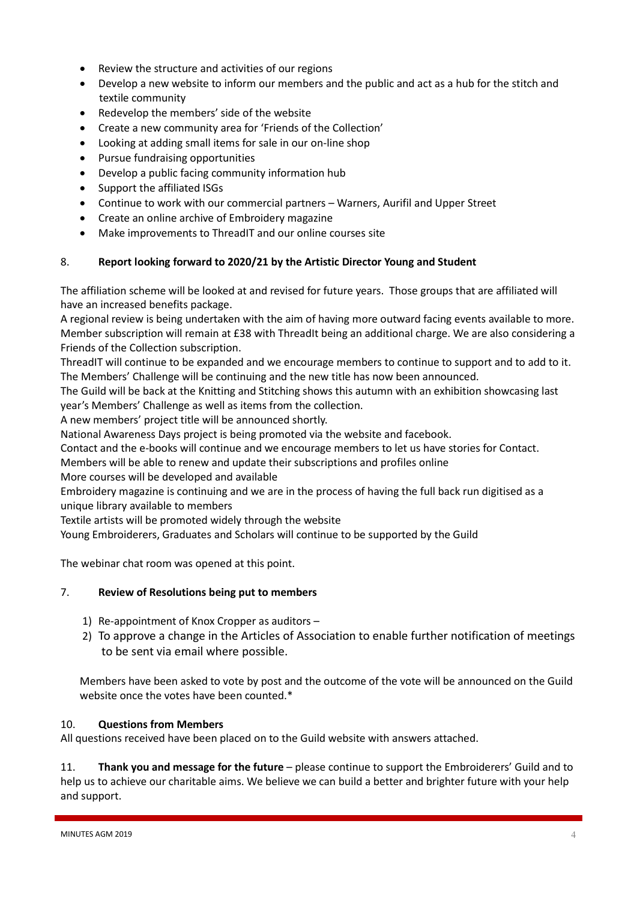- Review the structure and activities of our regions
- Develop a new website to inform our members and the public and act as a hub for the stitch and textile community
- Redevelop the members' side of the website
- Create a new community area for 'Friends of the Collection'
- Looking at adding small items for sale in our on-line shop
- Pursue fundraising opportunities
- Develop a public facing community information hub
- Support the affiliated ISGs
- Continue to work with our commercial partners – Warners, Aurifil and Upper Street
- Create an online archive of Embroidery magazine
- Make improvements to ThreadIT and our online courses site

8. **Report looking forward to 2020/21 by the Artistic Director Young and Student**

The affiliation scheme will be looked at and revised for future years. Those groups that are affiliated will have an increased benefits package.
A regional review is being undertaken with the aim of having more outward facing events available to more.
Member subscription will remain at £38 with ThreadIt being an additional charge. We are also considering a Friends of the Collection subscription.
ThreadIT will continue to be expanded and we encourage members to continue to support and to add to it.
The Members' Challenge will be continuing and the new title has now been announced.
The Guild will be back at the Knitting and Stitching shows this autumn with an exhibition showcasing last year's Members' Challenge as well as items from the collection.
A new members' project title will be announced shortly.
National Awareness Days project is being promoted via the website and facebook.
Contact and the e-books will continue and we encourage members to let us have stories for Contact.
Members will be able to renew and update their subscriptions and profiles online
More courses will be developed and available
Embroidery magazine is continuing and we are in the process of having the full back run digitised as a unique library available to members
Textile artists will be promoted widely through the website
Young Embroiderers, Graduates and Scholars will continue to be supported by the Guild

The webinar chat room was opened at this point.

7. **Review of Resolutions being put to members**

1) Re-appointment of Knox Cropper as auditors –
2) To approve a change in the Articles of Association to enable further notification of meetings to be sent via email where possible.

Members have been asked to vote by post and the outcome of the vote will be announced on the Guild website once the votes have been counted.*

10. **Questions from Members**
All questions received have been placed on to the Guild website with answers attached.

11. **Thank you and message for the future** – please continue to support the Embroiderers' Guild and to help us to achieve our charitable aims. We believe we can build a better and brighter future with your help and support.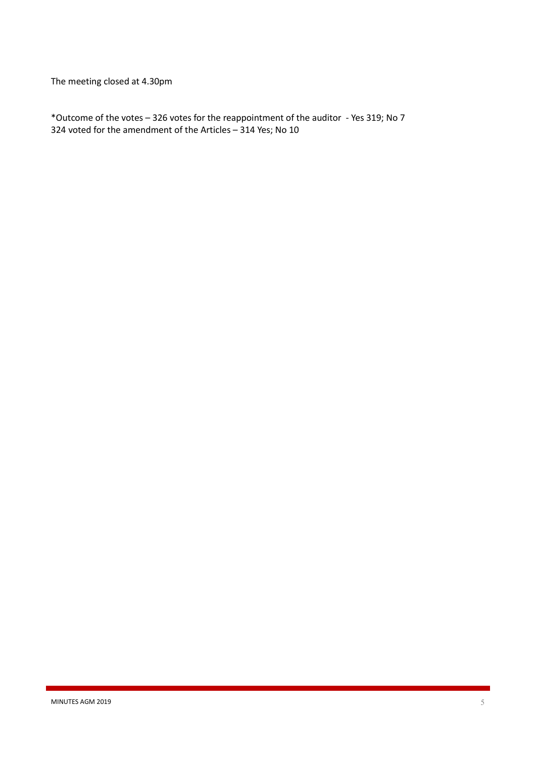The meeting closed at 4.30pm

*Outcome of the votes – 326 votes for the reappointment of the auditor - Yes 319; No 7
324 voted for the amendment of the Articles – 314 Yes; No 10